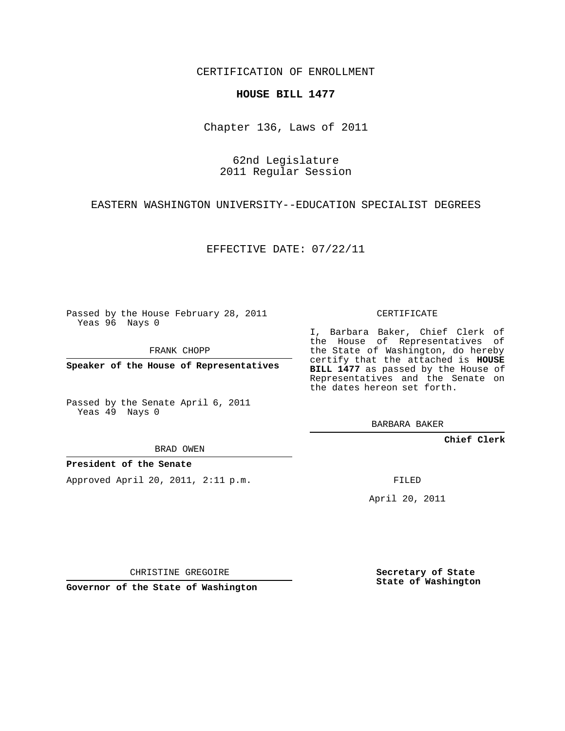CERTIFICATION OF ENROLLMENT

**HOUSE BILL 1477**

Chapter 136, Laws of 2011

62nd Legislature
2011 Regular Session

EASTERN WASHINGTON UNIVERSITY--EDUCATION SPECIALIST DEGREES

EFFECTIVE DATE: 07/22/11

Passed by the House February 28, 2011
Yeas 96 Nays 0

FRANK CHOPP

**Speaker of the House of Representatives**

Passed by the Senate April 6, 2011
Yeas 49 Nays 0

BRAD OWEN

**President of the Senate**

Approved April 20, 2011, 2:11 p.m.

CHRISTINE GREGOIRE

**Governor of the State of Washington**

CERTIFICATE

I, Barbara Baker, Chief Clerk of the House of Representatives of the State of Washington, do hereby certify that the attached is **HOUSE BILL 1477** as passed by the House of Representatives and the Senate on the dates hereon set forth.

BARBARA BAKER

**Chief Clerk**

FILED

April 20, 2011

**Secretary of State**
**State of Washington**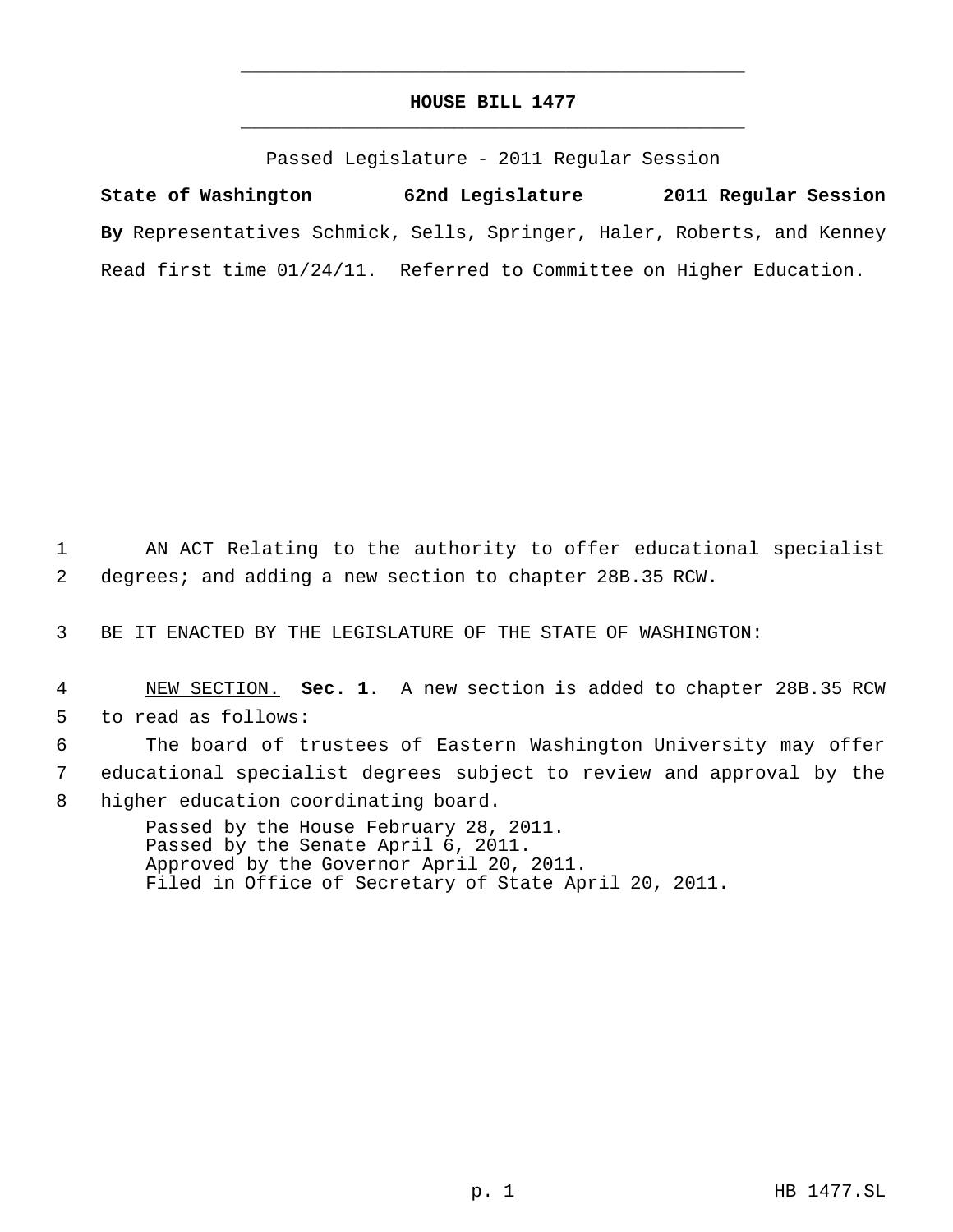# HOUSE BILL 1477

Passed Legislature - 2011 Regular Session

**State of Washington 62nd Legislature 2011 Regular Session**

**By** Representatives Schmick, Sells, Springer, Haler, Roberts, and Kenney

Read first time 01/24/11. Referred to Committee on Higher Education.

AN ACT Relating to the authority to offer educational specialist degrees; and adding a new section to chapter 28B.35 RCW.

BE IT ENACTED BY THE LEGISLATURE OF THE STATE OF WASHINGTON:

NEW SECTION. **Sec. 1.** A new section is added to chapter 28B.35 RCW to read as follows:

The board of trustees of Eastern Washington University may offer educational specialist degrees subject to review and approval by the higher education coordinating board.

Passed by the House February 28, 2011.
Passed by the Senate April 6, 2011.
Approved by the Governor April 20, 2011.
Filed in Office of Secretary of State April 20, 2011.